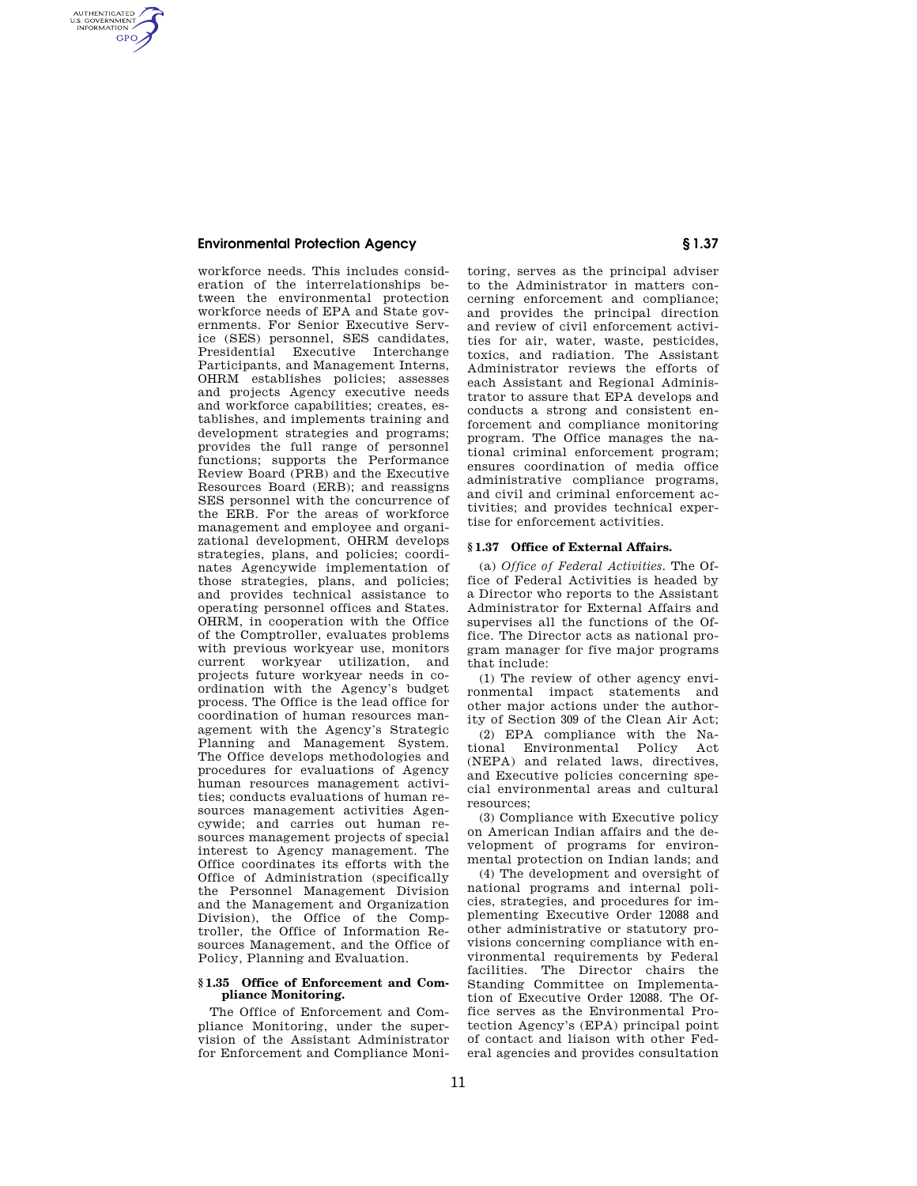workforce needs. This includes consideration of the interrelationships between the environmental protection workforce needs of EPA and State governments. For Senior Executive Service (SES) personnel, SES candidates, Presidential Executive Interchange Participants, and Management Interns, OHRM establishes policies; assesses and projects Agency executive needs and workforce capabilities; creates, establishes, and implements training and development strategies and programs; provides the full range of personnel functions; supports the Performance Review Board (PRB) and the Executive Resources Board (ERB); and reassigns SES personnel with the concurrence of the ERB. For the areas of workforce management and employee and organizational development, OHRM develops strategies, plans, and policies; coordinates Agencywide implementation of those strategies, plans, and policies; and provides technical assistance to operating personnel offices and States. OHRM, in cooperation with the Office of the Comptroller, evaluates problems with previous workyear use, monitors current workyear utilization, and projects future workyear needs in coordination with the Agency's budget process. The Office is the lead office for coordination of human resources management with the Agency's Strategic Planning and Management System. The Office develops methodologies and procedures for evaluations of Agency human resources management activities; conducts evaluations of human resources management activities Agencywide; and carries out human resources management projects of special interest to Agency management. The Office coordinates its efforts with the Office of Administration (specifically the Personnel Management Division and the Management and Organization Division), the Office of the Comptroller, the Office of Information Resources Management, and the Office of Policy, Planning and Evaluation.

### § 1.35 Office of Enforcement and Compliance Monitoring.

The Office of Enforcement and Compliance Monitoring, under the supervision of the Assistant Administrator for Enforcement and Compliance Monitoring, serves as the principal adviser to the Administrator in matters concerning enforcement and compliance; and provides the principal direction and review of civil enforcement activities for air, water, waste, pesticides, toxics, and radiation. The Assistant Administrator reviews the efforts of each Assistant and Regional Administrator to assure that EPA develops and conducts a strong and consistent enforcement and compliance monitoring program. The Office manages the national criminal enforcement program; ensures coordination of media office administrative compliance programs, and civil and criminal enforcement activities; and provides technical expertise for enforcement activities.

### § 1.37 Office of External Affairs.

(a) *Office of Federal Activities.* The Office of Federal Activities is headed by a Director who reports to the Assistant Administrator for External Affairs and supervises all the functions of the Office. The Director acts as national program manager for five major programs that include:

(1) The review of other agency environmental impact statements and other major actions under the authority of Section 309 of the Clean Air Act;

(2) EPA compliance with the National Environmental Policy Act (NEPA) and related laws, directives, and Executive policies concerning special environmental areas and cultural resources;

(3) Compliance with Executive policy on American Indian affairs and the development of programs for environmental protection on Indian lands; and

(4) The development and oversight of national programs and internal policies, strategies, and procedures for implementing Executive Order 12088 and other administrative or statutory provisions concerning compliance with environmental requirements by Federal facilities. The Director chairs the Standing Committee on Implementation of Executive Order 12088. The Office serves as the Environmental Protection Agency's (EPA) principal point of contact and liaison with other Federal agencies and provides consultation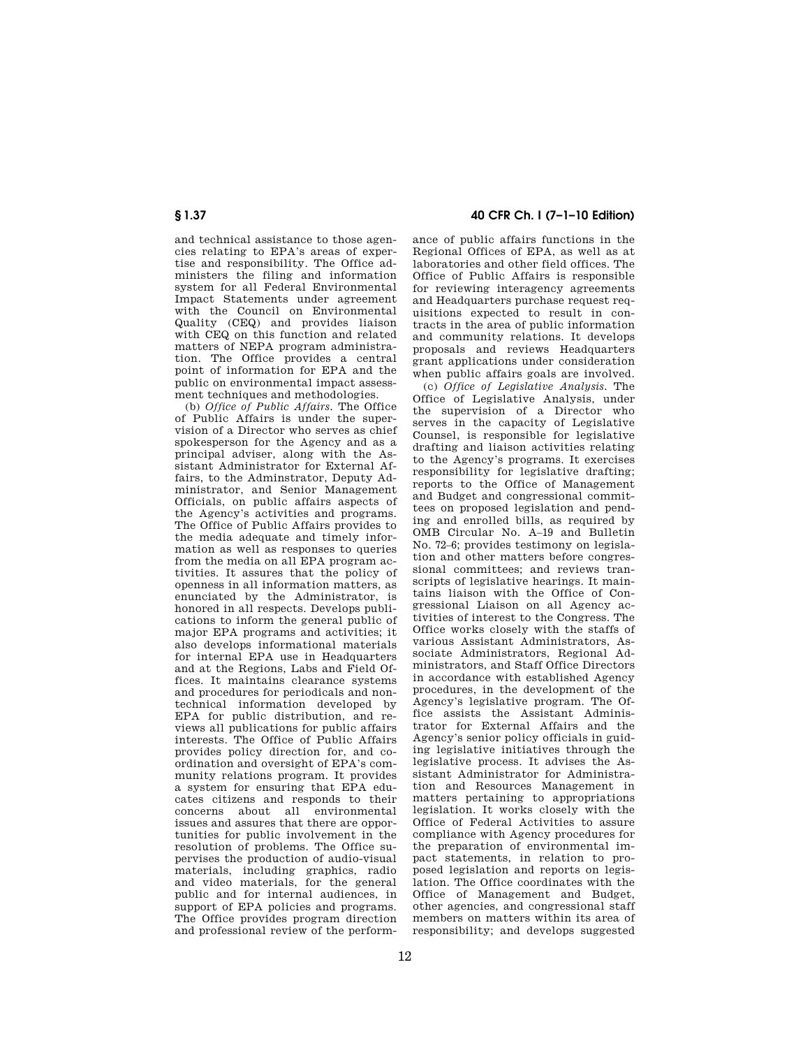and technical assistance to those agencies relating to EPA's areas of expertise and responsibility. The Office administers the filing and information system for all Federal Environmental Impact Statements under agreement with the Council on Environmental Quality (CEQ) and provides liaison with CEQ on this function and related matters of NEPA program administration. The Office provides a central point of information for EPA and the public on environmental impact assessment techniques and methodologies.

(b) *Office of Public Affairs.* The Office of Public Affairs is under the supervision of a Director who serves as chief spokesperson for the Agency and as a principal adviser, along with the Assistant Administrator for External Affairs, to the Adminstrator, Deputy Administrator, and Senior Management Officials, on public affairs aspects of the Agency's activities and programs. The Office of Public Affairs provides to the media adequate and timely information as well as responses to queries from the media on all EPA program activities. It assures that the policy of openness in all information matters, as enunciated by the Administrator, is honored in all respects. Develops publications to inform the general public of major EPA programs and activities; it also develops informational materials for internal EPA use in Headquarters and at the Regions, Labs and Field Offices. It maintains clearance systems and procedures for periodicals and nontechnical information developed by EPA for public distribution, and reviews all publications for public affairs interests. The Office of Public Affairs provides policy direction for, and coordination and oversight of EPA's community relations program. It provides a system for ensuring that EPA educates citizens and responds to their concerns about all environmental issues and assures that there are opportunities for public involvement in the resolution of problems. The Office supervises the production of audio-visual materials, including graphics, radio and video materials, for the general public and for internal audiences, in support of EPA policies and programs. The Office provides program direction and professional review of the performance of public affairs functions in the Regional Offices of EPA, as well as at laboratories and other field offices. The Office of Public Affairs is responsible for reviewing interagency agreements and Headquarters purchase request requisitions expected to result in contracts in the area of public information and community relations. It develops proposals and reviews Headquarters grant applications under consideration when public affairs goals are involved.

(c) *Office of Legislative Analysis.* The Office of Legislative Analysis, under the supervision of a Director who serves in the capacity of Legislative Counsel, is responsible for legislative drafting and liaison activities relating to the Agency's programs. It exercises responsibility for legislative drafting; reports to the Office of Management and Budget and congressional committees on proposed legislation and pending and enrolled bills, as required by OMB Circular No. A–19 and Bulletin No. 72–6; provides testimony on legislation and other matters before congressional committees; and reviews transcripts of legislative hearings. It maintains liaison with the Office of Congressional Liaison on all Agency activities of interest to the Congress. The Office works closely with the staffs of various Assistant Administrators, Associate Administrators, Regional Administrators, and Staff Office Directors in accordance with established Agency procedures, in the development of the Agency's legislative program. The Office assists the Assistant Administrator for External Affairs and the Agency's senior policy officials in guiding legislative initiatives through the legislative process. It advises the Assistant Administrator for Administration and Resources Management in matters pertaining to appropriations legislation. It works closely with the Office of Federal Activities to assure compliance with Agency procedures for the preparation of environmental impact statements, in relation to proposed legislation and reports on legislation. The Office coordinates with the Office of Management and Budget, other agencies, and congressional staff members on matters within its area of responsibility; and develops suggested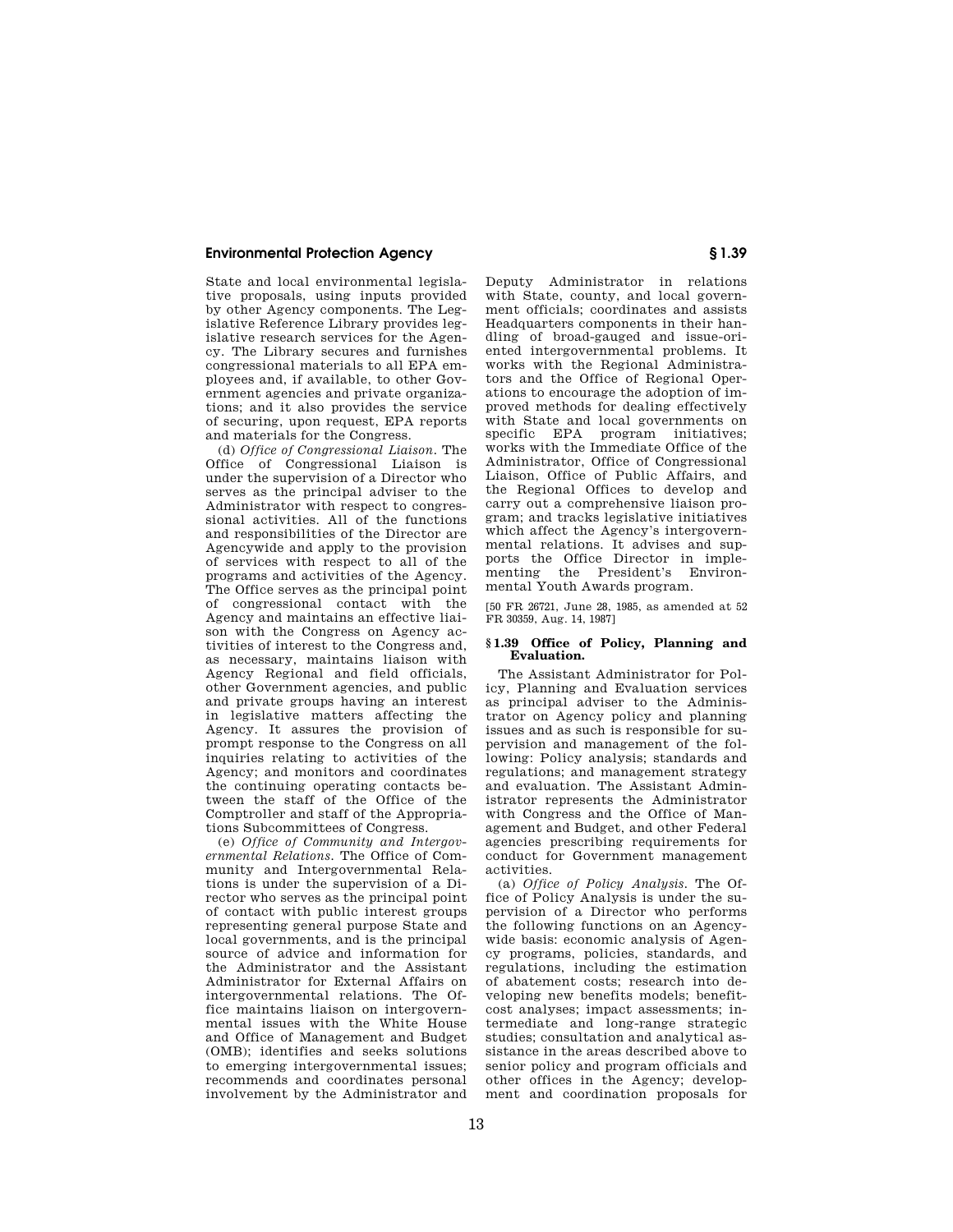State and local environmental legislative proposals, using inputs provided by other Agency components. The Legislative Reference Library provides legislative research services for the Agency. The Library secures and furnishes congressional materials to all EPA employees and, if available, to other Government agencies and private organizations; and it also provides the service of securing, upon request, EPA reports and materials for the Congress.

(d) *Office of Congressional Liaison.* The Office of Congressional Liaison is under the supervision of a Director who serves as the principal adviser to the Administrator with respect to congressional activities. All of the functions and responsibilities of the Director are Agencywide and apply to the provision of services with respect to all of the programs and activities of the Agency. The Office serves as the principal point of congressional contact with the Agency and maintains an effective liaison with the Congress on Agency activities of interest to the Congress and, as necessary, maintains liaison with Agency Regional and field officials, other Government agencies, and public and private groups having an interest in legislative matters affecting the Agency. It assures the provision of prompt response to the Congress on all inquiries relating to activities of the Agency; and monitors and coordinates the continuing operating contacts between the staff of the Office of the Comptroller and staff of the Appropriations Subcommittees of Congress.

(e) *Office of Community and Intergovernmental Relations.* The Office of Community and Intergovernmental Relations is under the supervision of a Director who serves as the principal point of contact with public interest groups representing general purpose State and local governments, and is the principal source of advice and information for the Administrator and the Assistant Administrator for External Affairs on intergovernmental relations. The Office maintains liaison on intergovernmental issues with the White House and Office of Management and Budget (OMB); identifies and seeks solutions to emerging intergovernmental issues; recommends and coordinates personal involvement by the Administrator and Deputy Administrator in relations with State, county, and local government officials; coordinates and assists Headquarters components in their handling of broad-gauged and issue-oriented intergovernmental problems. It works with the Regional Administrators and the Office of Regional Operations to encourage the adoption of improved methods for dealing effectively with State and local governments on specific EPA program initiatives; works with the Immediate Office of the Administrator, Office of Congressional Liaison, Office of Public Affairs, and the Regional Offices to develop and carry out a comprehensive liaison program; and tracks legislative initiatives which affect the Agency's intergovernmental relations. It advises and supports the Office Director in implementing the President's Environmental Youth Awards program.

[50 FR 26721, June 28, 1985, as amended at 52 FR 30359, Aug. 14, 1987]

### § 1.39 Office of Policy, Planning and Evaluation.

The Assistant Administrator for Policy, Planning and Evaluation services as principal adviser to the Administrator on Agency policy and planning issues and as such is responsible for supervision and management of the following: Policy analysis; standards and regulations; and management strategy and evaluation. The Assistant Administrator represents the Administrator with Congress and the Office of Management and Budget, and other Federal agencies prescribing requirements for conduct for Government management activities.

(a) *Office of Policy Analysis.* The Office of Policy Analysis is under the supervision of a Director who performs the following functions on an Agencywide basis: economic analysis of Agency programs, policies, standards, and regulations, including the estimation of abatement costs; research into developing new benefits models; benefit-cost analyses; impact assessments; intermediate and long-range strategic studies; consultation and analytical assistance in the areas described above to senior policy and program officials and other offices in the Agency; development and coordination proposals for